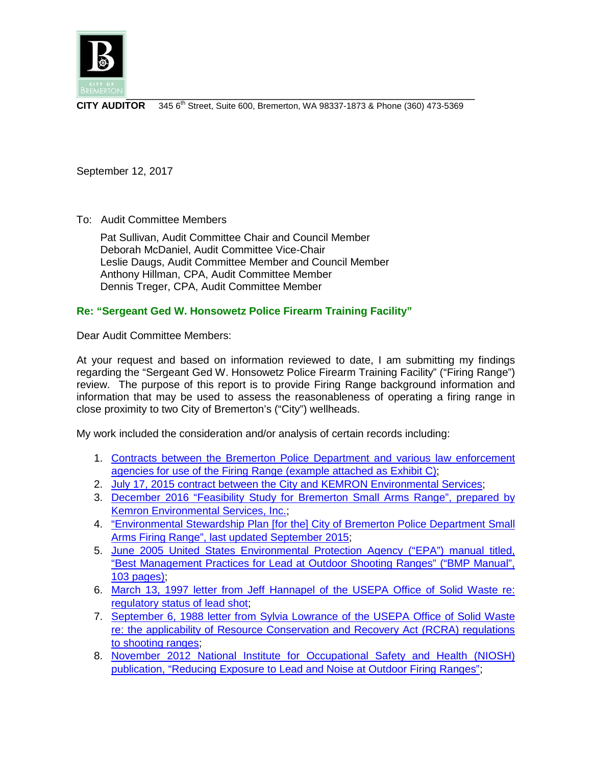**CITY AUDITOR** 345 6th Street, Suite 600, Bremerton, WA 98337-1873 & Phone (360) 473-5369

September 12, 2017

To: Audit Committee Members

Pat Sullivan, Audit Committee Chair and Council Member
Deborah McDaniel, Audit Committee Vice-Chair
Leslie Daugs, Audit Committee Member and Council Member
Anthony Hillman, CPA, Audit Committee Member
Dennis Treger, CPA, Audit Committee Member

**Re: "Sergeant Ged W. Honsowetz Police Firearm Training Facility"**

Dear Audit Committee Members:

At your request and based on information reviewed to date, I am submitting my findings regarding the "Sergeant Ged W. Honsowetz Police Firearm Training Facility" ("Firing Range") review. The purpose of this report is to provide Firing Range background information and information that may be used to assess the reasonableness of operating a firing range in close proximity to two City of Bremerton's ("City") wellheads.

My work included the consideration and/or analysis of certain records including:

1. Contracts between the Bremerton Police Department and various law enforcement agencies for use of the Firing Range (example attached as Exhibit C);
2. July 17, 2015 contract between the City and KEMRON Environmental Services;
3. December 2016 "Feasibility Study for Bremerton Small Arms Range", prepared by Kemron Environmental Services, Inc.;
4. "Environmental Stewardship Plan [for the] City of Bremerton Police Department Small Arms Firing Range", last updated September 2015;
5. June 2005 United States Environmental Protection Agency ("EPA") manual titled, "Best Management Practices for Lead at Outdoor Shooting Ranges" ("BMP Manual", 103 pages);
6. March 13, 1997 letter from Jeff Hannapel of the USEPA Office of Solid Waste re: regulatory status of lead shot;
7. September 6, 1988 letter from Sylvia Lowrance of the USEPA Office of Solid Waste re: the applicability of Resource Conservation and Recovery Act (RCRA) regulations to shooting ranges;
8. November 2012 National Institute for Occupational Safety and Health (NIOSH) publication, "Reducing Exposure to Lead and Noise at Outdoor Firing Ranges";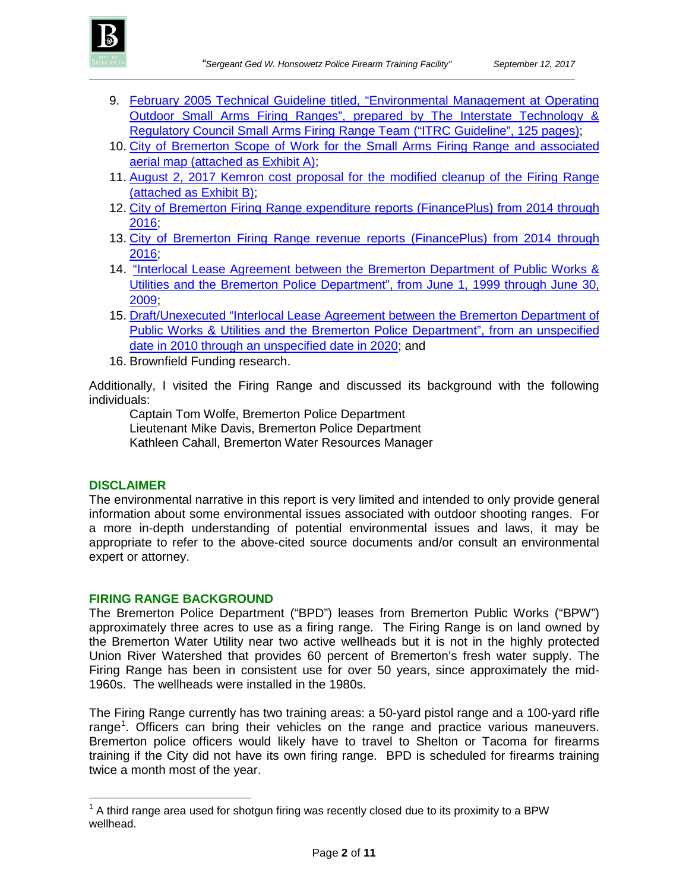9. February 2005 Technical Guideline titled, "Environmental Management at Operating Outdoor Small Arms Firing Ranges", prepared by The Interstate Technology & Regulatory Council Small Arms Firing Range Team ("ITRC Guideline", 125 pages);
10. City of Bremerton Scope of Work for the Small Arms Firing Range and associated aerial map (attached as Exhibit A);
11. August 2, 2017 Kemron cost proposal for the modified cleanup of the Firing Range (attached as Exhibit B);
12. City of Bremerton Firing Range expenditure reports (FinancePlus) from 2014 through 2016;
13. City of Bremerton Firing Range revenue reports (FinancePlus) from 2014 through 2016;
14. "Interlocal Lease Agreement between the Bremerton Department of Public Works & Utilities and the Bremerton Police Department", from June 1, 1999 through June 30, 2009;
15. Draft/Unexecuted "Interlocal Lease Agreement between the Bremerton Department of Public Works & Utilities and the Bremerton Police Department", from an unspecified date in 2010 through an unspecified date in 2020; and
16. Brownfield Funding research.

Additionally, I visited the Firing Range and discussed its background with the following individuals:

Captain Tom Wolfe, Bremerton Police Department
Lieutenant Mike Davis, Bremerton Police Department
Kathleen Cahall, Bremerton Water Resources Manager

## DISCLAIMER

The environmental narrative in this report is very limited and intended to only provide general information about some environmental issues associated with outdoor shooting ranges. For a more in-depth understanding of potential environmental issues and laws, it may be appropriate to refer to the above-cited source documents and/or consult an environmental expert or attorney.

## FIRING RANGE BACKGROUND

The Bremerton Police Department ("BPD") leases from Bremerton Public Works ("BPW") approximately three acres to use as a firing range. The Firing Range is on land owned by the Bremerton Water Utility near two active wellheads but it is not in the highly protected Union River Watershed that provides 60 percent of Bremerton's fresh water supply. The Firing Range has been in consistent use for over 50 years, since approximately the mid-1960s. The wellheads were installed in the 1980s.

The Firing Range currently has two training areas: a 50-yard pistol range and a 100-yard rifle range[1]. Officers can bring their vehicles on the range and practice various maneuvers. Bremerton police officers would likely have to travel to Shelton or Tacoma for firearms training if the City did not have its own firing range. BPD is scheduled for firearms training twice a month most of the year.

[1] A third range area used for shotgun firing was recently closed due to its proximity to a BPW wellhead.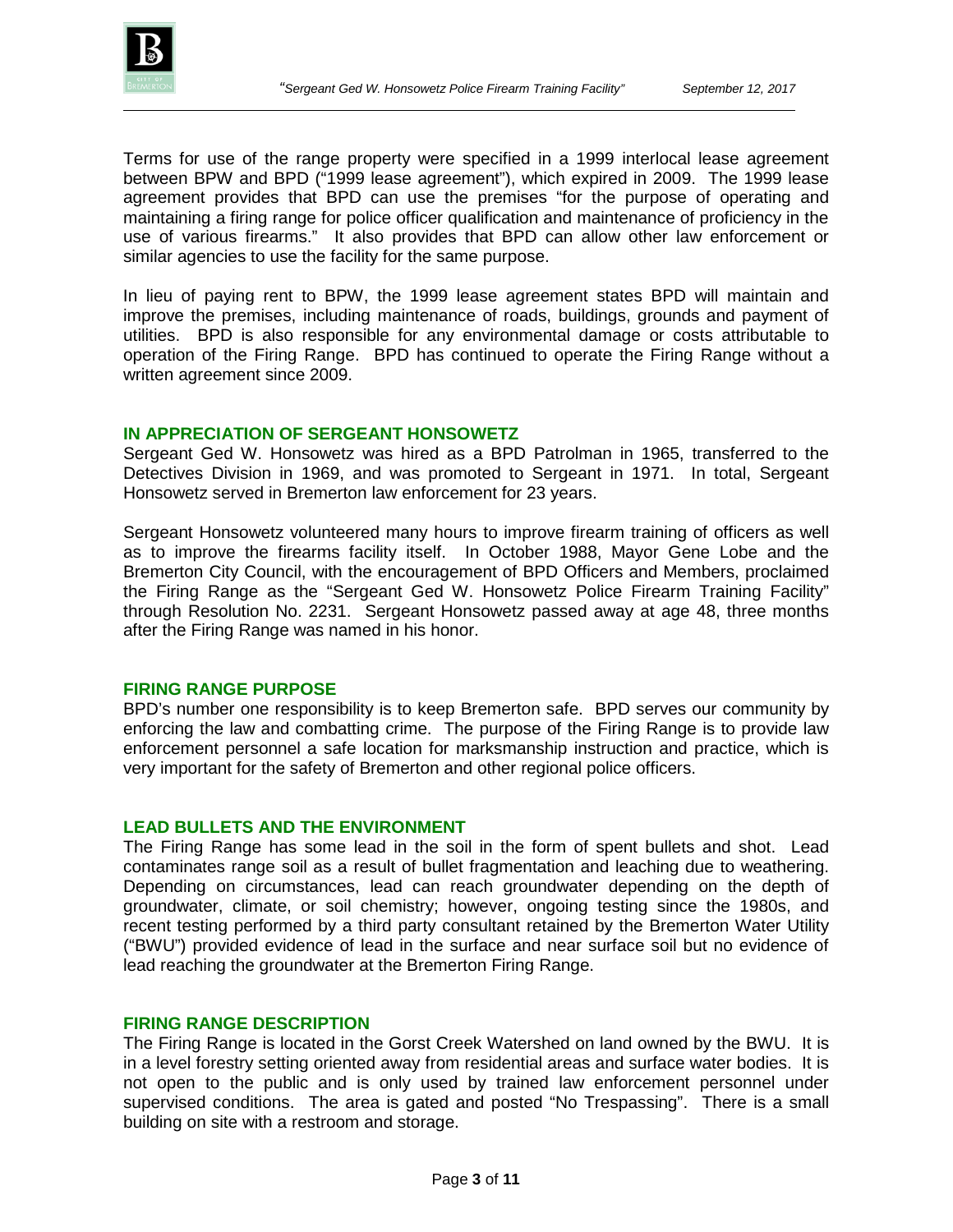Terms for use of the range property were specified in a 1999 interlocal lease agreement between BPW and BPD ("1999 lease agreement"), which expired in 2009. The 1999 lease agreement provides that BPD can use the premises "for the purpose of operating and maintaining a firing range for police officer qualification and maintenance of proficiency in the use of various firearms." It also provides that BPD can allow other law enforcement or similar agencies to use the facility for the same purpose.

In lieu of paying rent to BPW, the 1999 lease agreement states BPD will maintain and improve the premises, including maintenance of roads, buildings, grounds and payment of utilities. BPD is also responsible for any environmental damage or costs attributable to operation of the Firing Range. BPD has continued to operate the Firing Range without a written agreement since 2009.

## IN APPRECIATION OF SERGEANT HONSOWETZ

Sergeant Ged W. Honsowetz was hired as a BPD Patrolman in 1965, transferred to the Detectives Division in 1969, and was promoted to Sergeant in 1971. In total, Sergeant Honsowetz served in Bremerton law enforcement for 23 years.

Sergeant Honsowetz volunteered many hours to improve firearm training of officers as well as to improve the firearms facility itself. In October 1988, Mayor Gene Lobe and the Bremerton City Council, with the encouragement of BPD Officers and Members, proclaimed the Firing Range as the "Sergeant Ged W. Honsowetz Police Firearm Training Facility" through Resolution No. 2231. Sergeant Honsowetz passed away at age 48, three months after the Firing Range was named in his honor.

## FIRING RANGE PURPOSE

BPD's number one responsibility is to keep Bremerton safe. BPD serves our community by enforcing the law and combatting crime. The purpose of the Firing Range is to provide law enforcement personnel a safe location for marksmanship instruction and practice, which is very important for the safety of Bremerton and other regional police officers.

## LEAD BULLETS AND THE ENVIRONMENT

The Firing Range has some lead in the soil in the form of spent bullets and shot. Lead contaminates range soil as a result of bullet fragmentation and leaching due to weathering. Depending on circumstances, lead can reach groundwater depending on the depth of groundwater, climate, or soil chemistry; however, ongoing testing since the 1980s, and recent testing performed by a third party consultant retained by the Bremerton Water Utility ("BWU") provided evidence of lead in the surface and near surface soil but no evidence of lead reaching the groundwater at the Bremerton Firing Range.

## FIRING RANGE DESCRIPTION

The Firing Range is located in the Gorst Creek Watershed on land owned by the BWU. It is in a level forestry setting oriented away from residential areas and surface water bodies. It is not open to the public and is only used by trained law enforcement personnel under supervised conditions. The area is gated and posted "No Trespassing". There is a small building on site with a restroom and storage.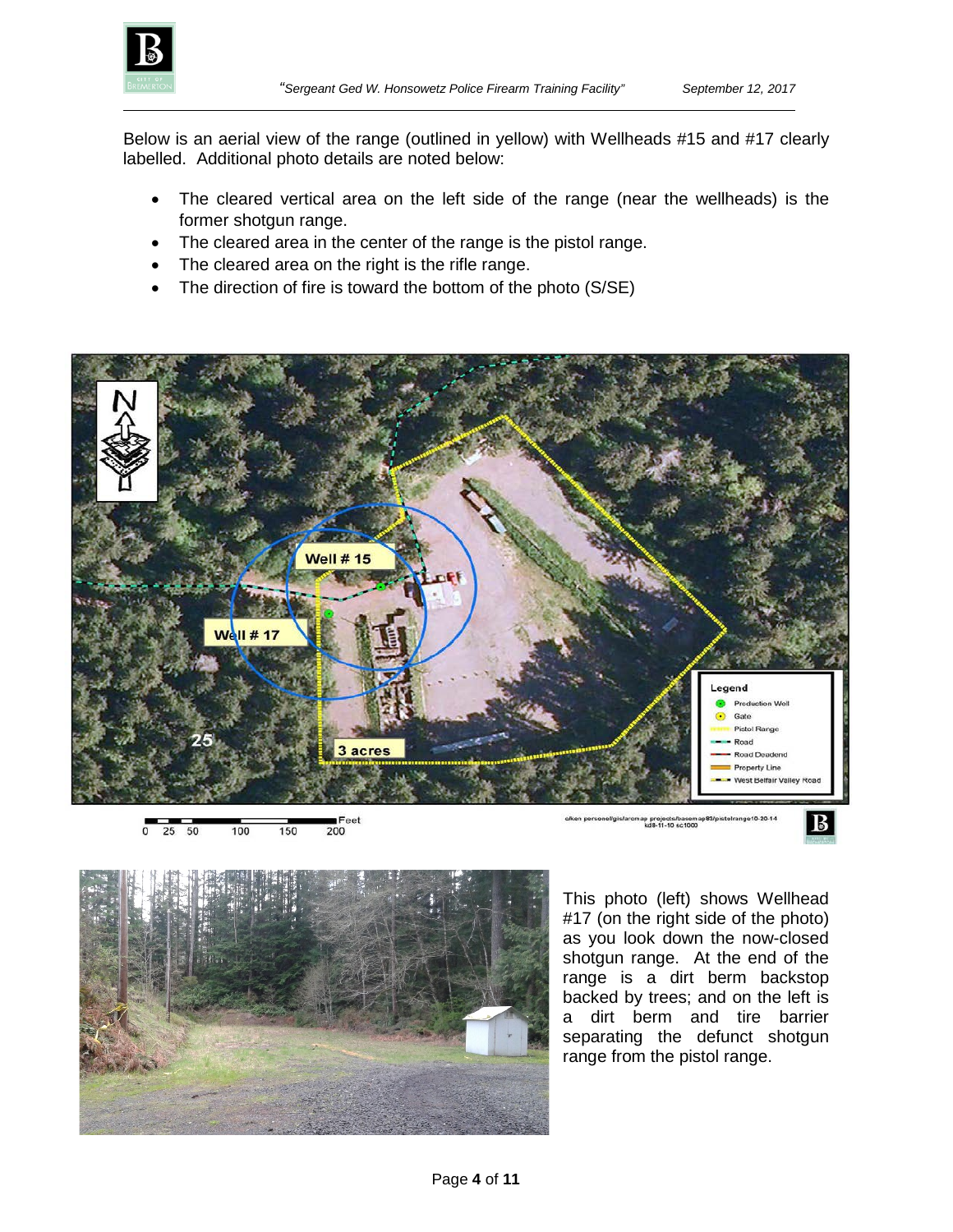Below is an aerial view of the range (outlined in yellow) with Wellheads #15 and #17 clearly labelled. Additional photo details are noted below:

- The cleared vertical area on the left side of the range (near the wellheads) is the former shotgun range.
- The cleared area in the center of the range is the pistol range.
- The cleared area on the right is the rifle range.
- The direction of fire is toward the bottom of the photo (S/SE)

This photo (left) shows Wellhead #17 (on the right side of the photo) as you look down the now-closed shotgun range. At the end of the range is a dirt berm backstop backed by trees; and on the left is a dirt berm and tire barrier separating the defunct shotgun range from the pistol range.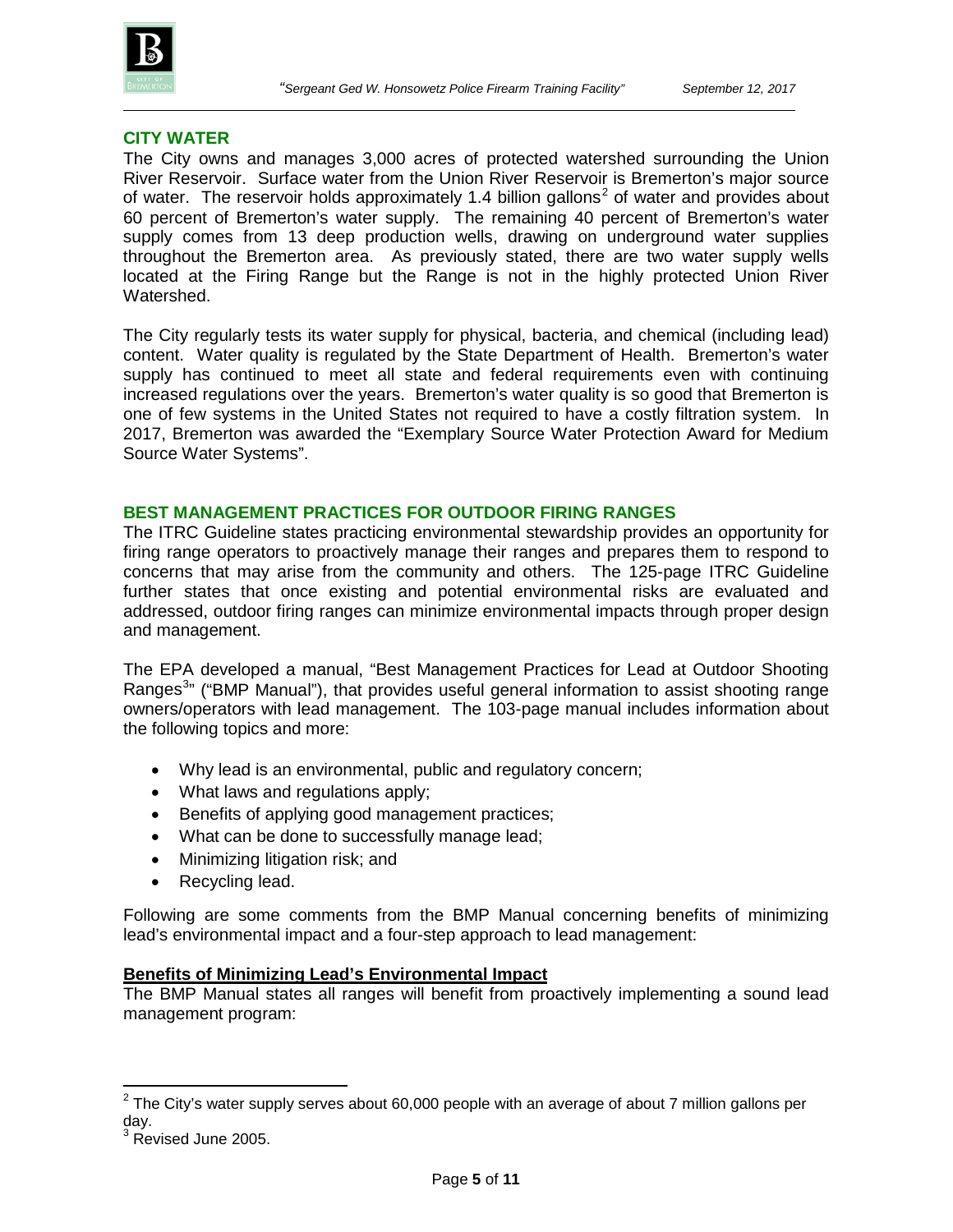## CITY WATER

The City owns and manages 3,000 acres of protected watershed surrounding the Union River Reservoir. Surface water from the Union River Reservoir is Bremerton's major source of water. The reservoir holds approximately 1.4 billion gallons[2] of water and provides about 60 percent of Bremerton's water supply. The remaining 40 percent of Bremerton's water supply comes from 13 deep production wells, drawing on underground water supplies throughout the Bremerton area. As previously stated, there are two water supply wells located at the Firing Range but the Range is not in the highly protected Union River Watershed.

The City regularly tests its water supply for physical, bacteria, and chemical (including lead) content. Water quality is regulated by the State Department of Health. Bremerton's water supply has continued to meet all state and federal requirements even with continuing increased regulations over the years. Bremerton's water quality is so good that Bremerton is one of few systems in the United States not required to have a costly filtration system. In 2017, Bremerton was awarded the "Exemplary Source Water Protection Award for Medium Source Water Systems".

## BEST MANAGEMENT PRACTICES FOR OUTDOOR FIRING RANGES

The ITRC Guideline states practicing environmental stewardship provides an opportunity for firing range operators to proactively manage their ranges and prepares them to respond to concerns that may arise from the community and others. The 125-page ITRC Guideline further states that once existing and potential environmental risks are evaluated and addressed, outdoor firing ranges can minimize environmental impacts through proper design and management.

The EPA developed a manual, "Best Management Practices for Lead at Outdoor Shooting Ranges[3]" ("BMP Manual"), that provides useful general information to assist shooting range owners/operators with lead management. The 103-page manual includes information about the following topics and more:

- Why lead is an environmental, public and regulatory concern;
- What laws and regulations apply;
- Benefits of applying good management practices;
- What can be done to successfully manage lead;
- Minimizing litigation risk; and
- Recycling lead.

Following are some comments from the BMP Manual concerning benefits of minimizing lead's environmental impact and a four-step approach to lead management:

**Benefits of Minimizing Lead's Environmental Impact**

The BMP Manual states all ranges will benefit from proactively implementing a sound lead management program:

[2] The City's water supply serves about 60,000 people with an average of about 7 million gallons per day.

[3] Revised June 2005.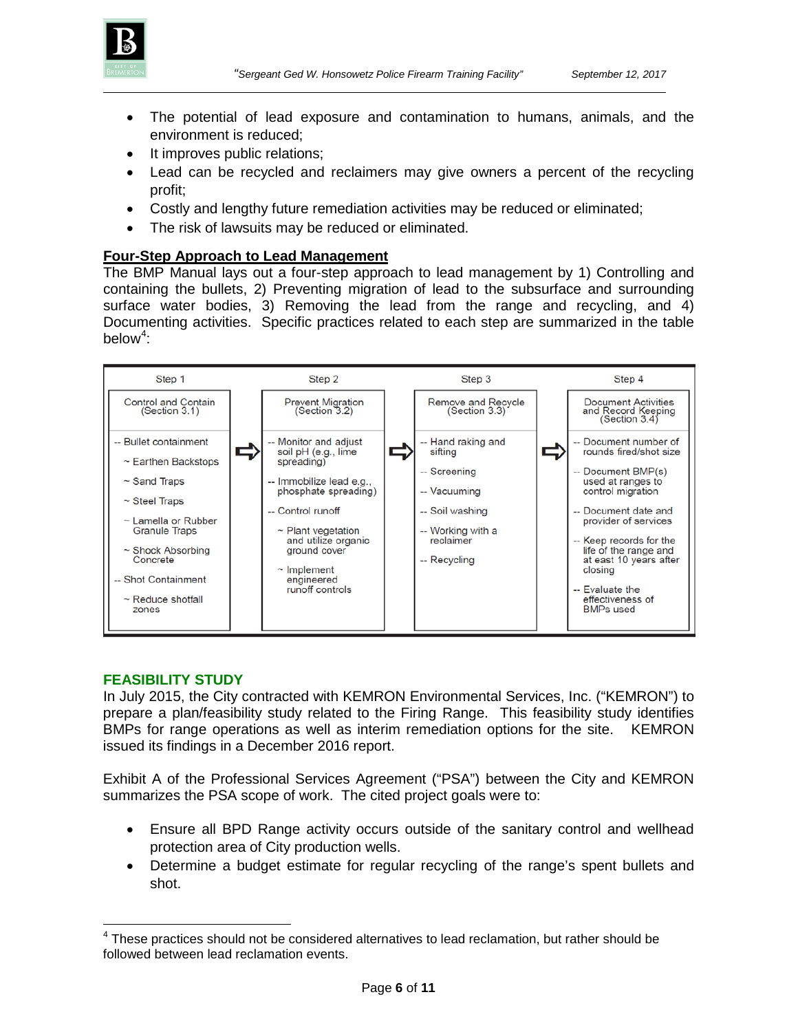- The potential of lead exposure and contamination to humans, animals, and the environment is reduced;
- It improves public relations;
- Lead can be recycled and reclaimers may give owners a percent of the recycling profit;
- Costly and lengthy future remediation activities may be reduced or eliminated;
- The risk of lawsuits may be reduced or eliminated.

**Four-Step Approach to Lead Management**

The BMP Manual lays out a four-step approach to lead management by 1) Controlling and containing the bullets, 2) Preventing migration of lead to the subsurface and surrounding surface water bodies, 3) Removing the lead from the range and recycling, and 4) Documenting activities. Specific practices related to each step are summarized in the table below[4]:

| Step 1 | Step 2 | Step 3 | Step 4 |
|---|---|---|---|
| Control and Contain (Section 3.1) | Prevent Migration (Section 3.2) | Remove and Recycle (Section 3.3) | Document Activities and Record Keeping (Section 3.4) |
| -- Bullet containment<br>~ Earthen Backstops<br>~ Sand Traps<br>~ Steel Traps<br>~ Lamella or Rubber Granule Traps<br>~ Shock Absorbing Concrete<br>-- Shot Containment<br>~ Reduce shotfall zones | -- Monitor and adjust soil pH (e.g., lime spreading)<br>-- Immobilize lead e.g., phosphate spreading)<br>-- Control runoff<br>~ Plant vegetation and utilize organic ground cover<br>~ Implement engineered runoff controls | -- Hand raking and sifting<br>-- Screening<br>-- Vacuuming<br>-- Soil washing<br>-- Working with a reclaimer<br>-- Recycling | -- Document number of rounds fired/shot size<br>-- Document BMP(s) used at ranges to control migration<br>-- Document date and provider of services<br>-- Keep records for the life of the range and at east 10 years after closing<br>-- Evaluate the effectiveness of BMPs used |

## FEASIBILITY STUDY

In July 2015, the City contracted with KEMRON Environmental Services, Inc. ("KEMRON") to prepare a plan/feasibility study related to the Firing Range. This feasibility study identifies BMPs for range operations as well as interim remediation options for the site. KEMRON issued its findings in a December 2016 report.

Exhibit A of the Professional Services Agreement ("PSA") between the City and KEMRON summarizes the PSA scope of work. The cited project goals were to:

- Ensure all BPD Range activity occurs outside of the sanitary control and wellhead protection area of City production wells.
- Determine a budget estimate for regular recycling of the range's spent bullets and shot.

[4] These practices should not be considered alternatives to lead reclamation, but rather should be followed between lead reclamation events.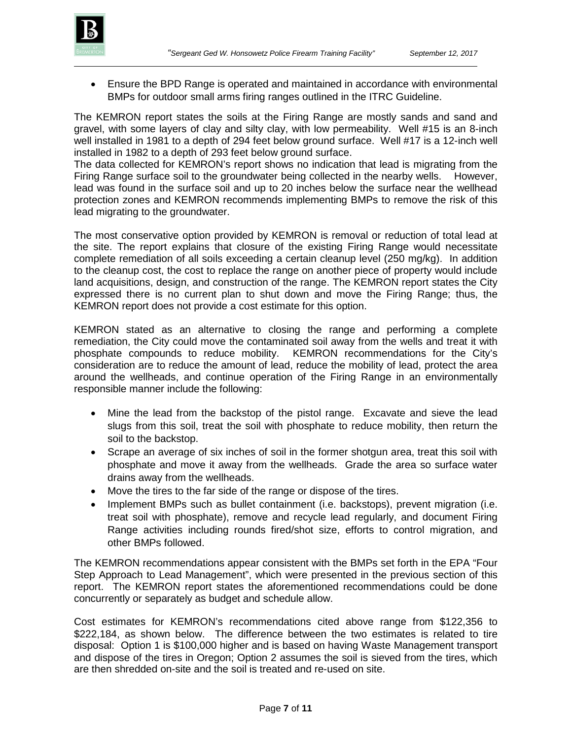- Ensure the BPD Range is operated and maintained in accordance with environmental BMPs for outdoor small arms firing ranges outlined in the ITRC Guideline.

The KEMRON report states the soils at the Firing Range are mostly sands and sand and gravel, with some layers of clay and silty clay, with low permeability. Well #15 is an 8-inch well installed in 1981 to a depth of 294 feet below ground surface. Well #17 is a 12-inch well installed in 1982 to a depth of 293 feet below ground surface.

The data collected for KEMRON's report shows no indication that lead is migrating from the Firing Range surface soil to the groundwater being collected in the nearby wells. However, lead was found in the surface soil and up to 20 inches below the surface near the wellhead protection zones and KEMRON recommends implementing BMPs to remove the risk of this lead migrating to the groundwater.

The most conservative option provided by KEMRON is removal or reduction of total lead at the site. The report explains that closure of the existing Firing Range would necessitate complete remediation of all soils exceeding a certain cleanup level (250 mg/kg). In addition to the cleanup cost, the cost to replace the range on another piece of property would include land acquisitions, design, and construction of the range. The KEMRON report states the City expressed there is no current plan to shut down and move the Firing Range; thus, the KEMRON report does not provide a cost estimate for this option.

KEMRON stated as an alternative to closing the range and performing a complete remediation, the City could move the contaminated soil away from the wells and treat it with phosphate compounds to reduce mobility. KEMRON recommendations for the City's consideration are to reduce the amount of lead, reduce the mobility of lead, protect the area around the wellheads, and continue operation of the Firing Range in an environmentally responsible manner include the following:

- Mine the lead from the backstop of the pistol range. Excavate and sieve the lead slugs from this soil, treat the soil with phosphate to reduce mobility, then return the soil to the backstop.
- Scrape an average of six inches of soil in the former shotgun area, treat this soil with phosphate and move it away from the wellheads. Grade the area so surface water drains away from the wellheads.
- Move the tires to the far side of the range or dispose of the tires.
- Implement BMPs such as bullet containment (i.e. backstops), prevent migration (i.e. treat soil with phosphate), remove and recycle lead regularly, and document Firing Range activities including rounds fired/shot size, efforts to control migration, and other BMPs followed.

The KEMRON recommendations appear consistent with the BMPs set forth in the EPA "Four Step Approach to Lead Management", which were presented in the previous section of this report. The KEMRON report states the aforementioned recommendations could be done concurrently or separately as budget and schedule allow.

Cost estimates for KEMRON's recommendations cited above range from $122,356 to $222,184, as shown below. The difference between the two estimates is related to tire disposal: Option 1 is $100,000 higher and is based on having Waste Management transport and dispose of the tires in Oregon; Option 2 assumes the soil is sieved from the tires, which are then shredded on-site and the soil is treated and re-used on site.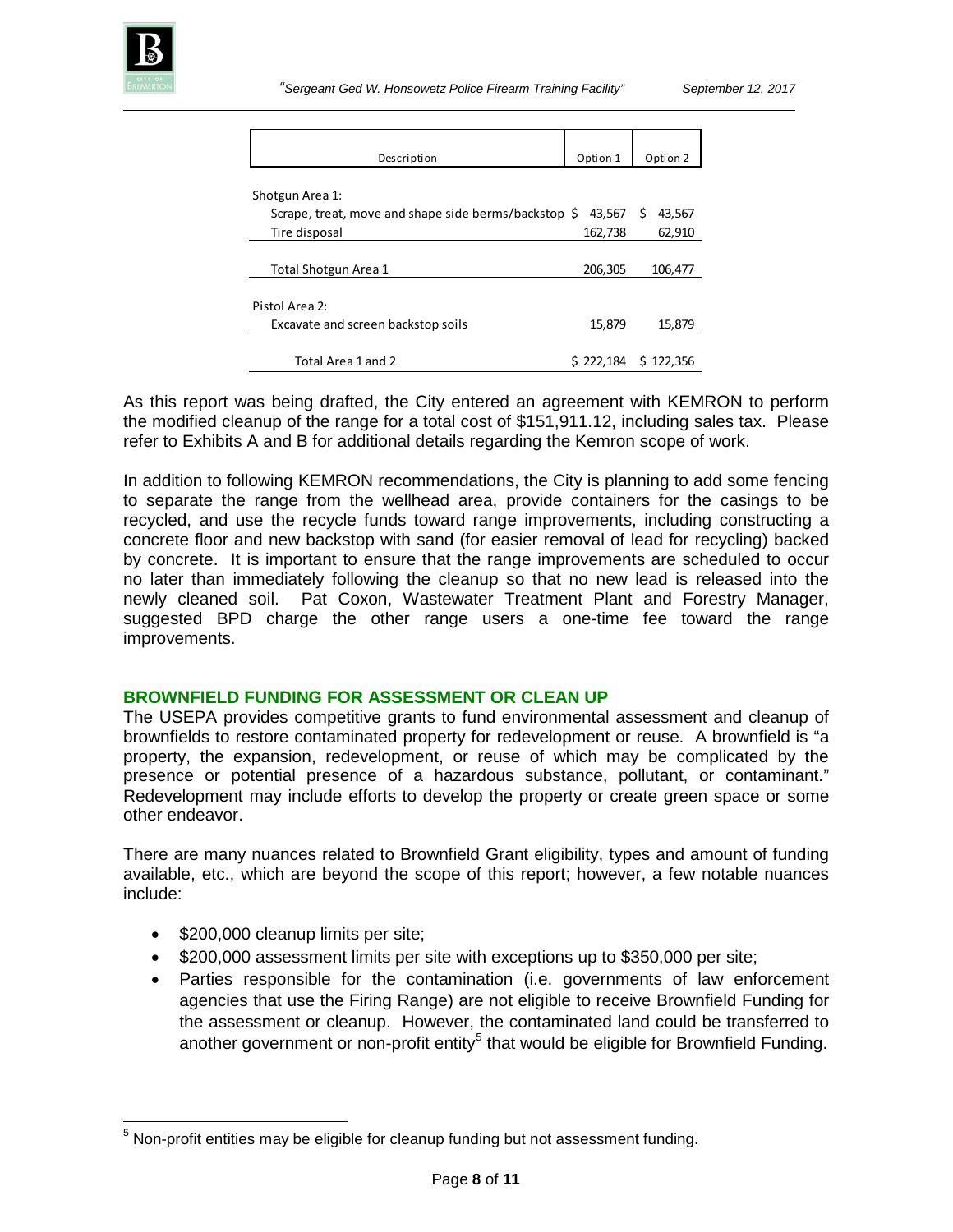| Description | Option 1 | Option 2 |
|---|---|---|
| Shotgun Area 1: | | |
| Scrape, treat, move and shape side berms/backstop | $ 43,567 | $ 43,567 |
| Tire disposal | 162,738 | 62,910 |
| Total Shotgun Area 1 | 206,305 | 106,477 |
| Pistol Area 2: | | |
| Excavate and screen backstop soils | 15,879 | 15,879 |
| Total Area 1 and 2 | $ 222,184 | $ 122,356 |

As this report was being drafted, the City entered an agreement with KEMRON to perform the modified cleanup of the range for a total cost of $151,911.12, including sales tax. Please refer to Exhibits A and B for additional details regarding the Kemron scope of work.

In addition to following KEMRON recommendations, the City is planning to add some fencing to separate the range from the wellhead area, provide containers for the casings to be recycled, and use the recycle funds toward range improvements, including constructing a concrete floor and new backstop with sand (for easier removal of lead for recycling) backed by concrete. It is important to ensure that the range improvements are scheduled to occur no later than immediately following the cleanup so that no new lead is released into the newly cleaned soil. Pat Coxon, Wastewater Treatment Plant and Forestry Manager, suggested BPD charge the other range users a one-time fee toward the range improvements.

## BROWNFIELD FUNDING FOR ASSESSMENT OR CLEAN UP

The USEPA provides competitive grants to fund environmental assessment and cleanup of brownfields to restore contaminated property for redevelopment or reuse. A brownfield is "a property, the expansion, redevelopment, or reuse of which may be complicated by the presence or potential presence of a hazardous substance, pollutant, or contaminant." Redevelopment may include efforts to develop the property or create green space or some other endeavor.

There are many nuances related to Brownfield Grant eligibility, types and amount of funding available, etc., which are beyond the scope of this report; however, a few notable nuances include:

- $200,000 cleanup limits per site;
- $200,000 assessment limits per site with exceptions up to $350,000 per site;
- Parties responsible for the contamination (i.e. governments of law enforcement agencies that use the Firing Range) are not eligible to receive Brownfield Funding for the assessment or cleanup. However, the contaminated land could be transferred to another government or non-profit entity[5] that would be eligible for Brownfield Funding.

[5] Non-profit entities may be eligible for cleanup funding but not assessment funding.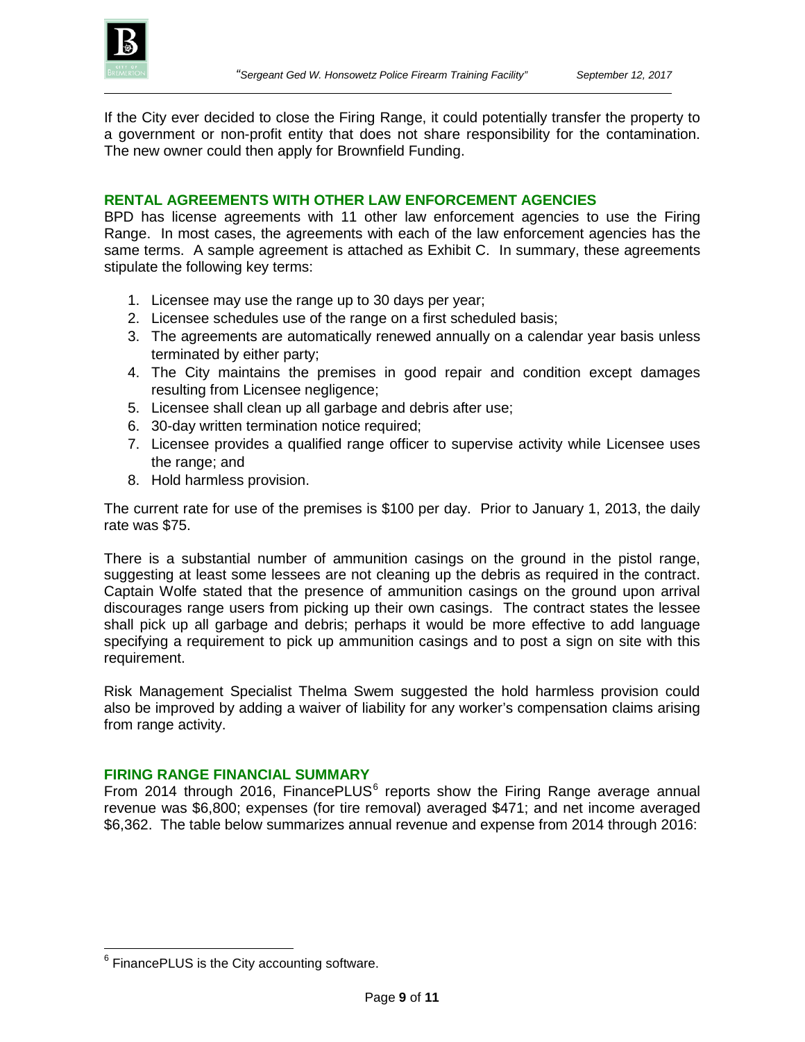If the City ever decided to close the Firing Range, it could potentially transfer the property to a government or non-profit entity that does not share responsibility for the contamination. The new owner could then apply for Brownfield Funding.

## RENTAL AGREEMENTS WITH OTHER LAW ENFORCEMENT AGENCIES

BPD has license agreements with 11 other law enforcement agencies to use the Firing Range. In most cases, the agreements with each of the law enforcement agencies has the same terms. A sample agreement is attached as Exhibit C. In summary, these agreements stipulate the following key terms:

1. Licensee may use the range up to 30 days per year;
2. Licensee schedules use of the range on a first scheduled basis;
3. The agreements are automatically renewed annually on a calendar year basis unless terminated by either party;
4. The City maintains the premises in good repair and condition except damages resulting from Licensee negligence;
5. Licensee shall clean up all garbage and debris after use;
6. 30-day written termination notice required;
7. Licensee provides a qualified range officer to supervise activity while Licensee uses the range; and
8. Hold harmless provision.

The current rate for use of the premises is $100 per day. Prior to January 1, 2013, the daily rate was $75.

There is a substantial number of ammunition casings on the ground in the pistol range, suggesting at least some lessees are not cleaning up the debris as required in the contract. Captain Wolfe stated that the presence of ammunition casings on the ground upon arrival discourages range users from picking up their own casings. The contract states the lessee shall pick up all garbage and debris; perhaps it would be more effective to add language specifying a requirement to pick up ammunition casings and to post a sign on site with this requirement.

Risk Management Specialist Thelma Swem suggested the hold harmless provision could also be improved by adding a waiver of liability for any worker's compensation claims arising from range activity.

## FIRING RANGE FINANCIAL SUMMARY

From 2014 through 2016, FinancePLUS[6] reports show the Firing Range average annual revenue was $6,800; expenses (for tire removal) averaged $471; and net income averaged $6,362. The table below summarizes annual revenue and expense from 2014 through 2016:

[6] FinancePLUS is the City accounting software.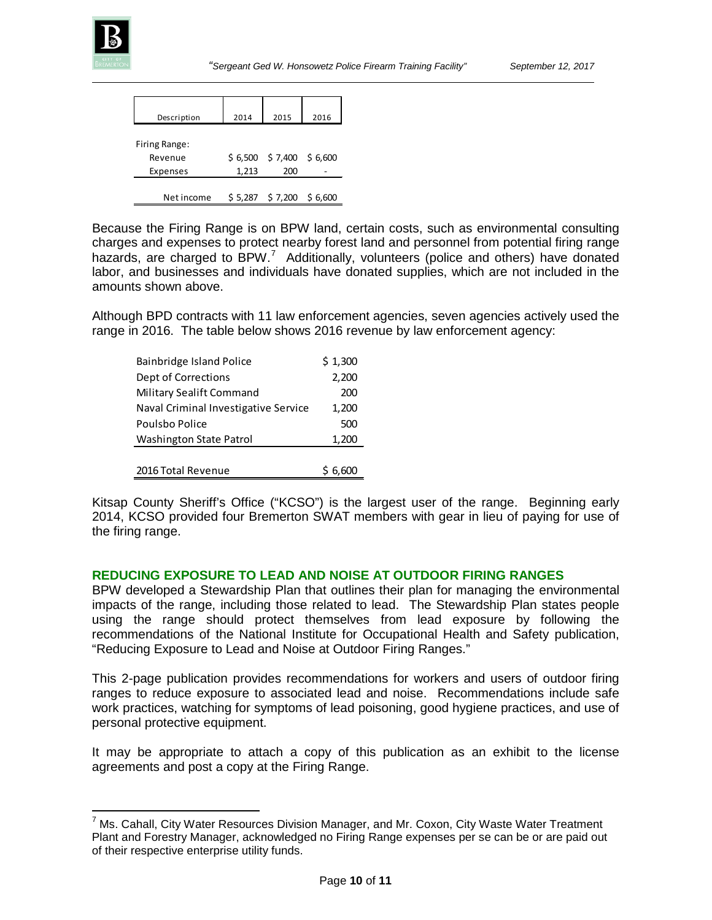| Description | 2014 | 2015 | 2016 |
|---|---|---|---|
| Firing Range: | | | |
| Revenue | $ 6,500 | $ 7,400 | $ 6,600 |
| Expenses | 1,213 | 200 | - |
| Net income | $ 5,287 | $ 7,200 | $ 6,600 |

Because the Firing Range is on BPW land, certain costs, such as environmental consulting charges and expenses to protect nearby forest land and personnel from potential firing range hazards, are charged to BPW.[7] Additionally, volunteers (police and others) have donated labor, and businesses and individuals have donated supplies, which are not included in the amounts shown above.

Although BPD contracts with 11 law enforcement agencies, seven agencies actively used the range in 2016. The table below shows 2016 revenue by law enforcement agency:

| Agency | Revenue |
|---|---|
| Bainbridge Island Police | $ 1,300 |
| Dept of Corrections | 2,200 |
| Military Sealift Command | 200 |
| Naval Criminal Investigative Service | 1,200 |
| Poulsbo Police | 500 |
| Washington State Patrol | 1,200 |
| 2016 Total Revenue | $ 6,600 |

Kitsap County Sheriff's Office ("KCSO") is the largest user of the range. Beginning early 2014, KCSO provided four Bremerton SWAT members with gear in lieu of paying for use of the firing range.

## REDUCING EXPOSURE TO LEAD AND NOISE AT OUTDOOR FIRING RANGES

BPW developed a Stewardship Plan that outlines their plan for managing the environmental impacts of the range, including those related to lead. The Stewardship Plan states people using the range should protect themselves from lead exposure by following the recommendations of the National Institute for Occupational Health and Safety publication, "Reducing Exposure to Lead and Noise at Outdoor Firing Ranges."

This 2-page publication provides recommendations for workers and users of outdoor firing ranges to reduce exposure to associated lead and noise. Recommendations include safe work practices, watching for symptoms of lead poisoning, good hygiene practices, and use of personal protective equipment.

It may be appropriate to attach a copy of this publication as an exhibit to the license agreements and post a copy at the Firing Range.

---

[7] Ms. Cahall, City Water Resources Division Manager, and Mr. Coxon, City Waste Water Treatment Plant and Forestry Manager, acknowledged no Firing Range expenses per se can be or are paid out of their respective enterprise utility funds.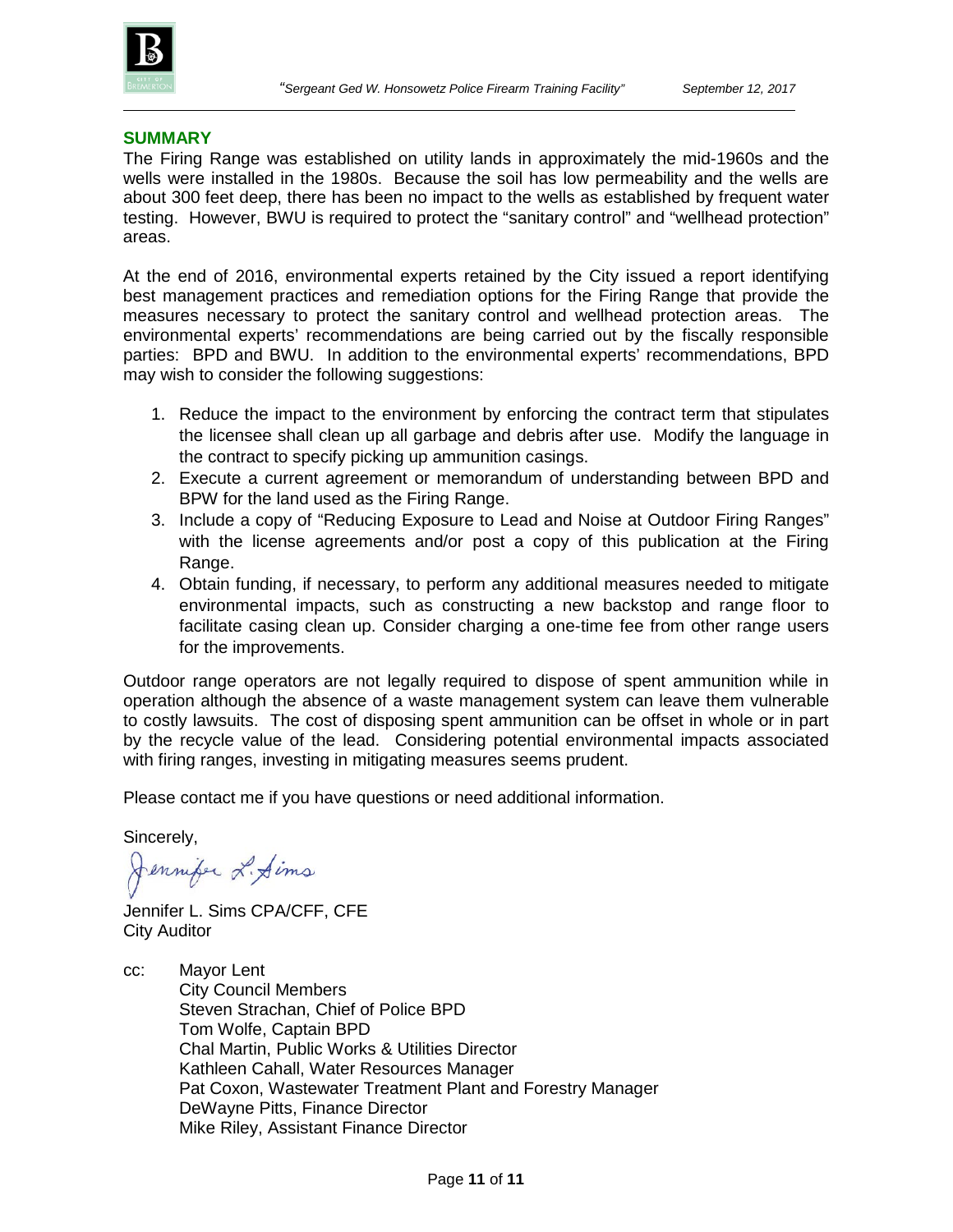## SUMMARY

The Firing Range was established on utility lands in approximately the mid-1960s and the wells were installed in the 1980s. Because the soil has low permeability and the wells are about 300 feet deep, there has been no impact to the wells as established by frequent water testing. However, BWU is required to protect the "sanitary control" and "wellhead protection" areas.

At the end of 2016, environmental experts retained by the City issued a report identifying best management practices and remediation options for the Firing Range that provide the measures necessary to protect the sanitary control and wellhead protection areas. The environmental experts' recommendations are being carried out by the fiscally responsible parties: BPD and BWU. In addition to the environmental experts' recommendations, BPD may wish to consider the following suggestions:

1. Reduce the impact to the environment by enforcing the contract term that stipulates the licensee shall clean up all garbage and debris after use. Modify the language in the contract to specify picking up ammunition casings.
2. Execute a current agreement or memorandum of understanding between BPD and BPW for the land used as the Firing Range.
3. Include a copy of "Reducing Exposure to Lead and Noise at Outdoor Firing Ranges" with the license agreements and/or post a copy of this publication at the Firing Range.
4. Obtain funding, if necessary, to perform any additional measures needed to mitigate environmental impacts, such as constructing a new backstop and range floor to facilitate casing clean up. Consider charging a one-time fee from other range users for the improvements.

Outdoor range operators are not legally required to dispose of spent ammunition while in operation although the absence of a waste management system can leave them vulnerable to costly lawsuits. The cost of disposing spent ammunition can be offset in whole or in part by the recycle value of the lead. Considering potential environmental impacts associated with firing ranges, investing in mitigating measures seems prudent.

Please contact me if you have questions or need additional information.

Sincerely,

Jennifer L. Sims

Jennifer L. Sims CPA/CFF, CFE
City Auditor

cc: Mayor Lent
City Council Members
Steven Strachan, Chief of Police BPD
Tom Wolfe, Captain BPD
Chal Martin, Public Works & Utilities Director
Kathleen Cahall, Water Resources Manager
Pat Coxon, Wastewater Treatment Plant and Forestry Manager
DeWayne Pitts, Finance Director
Mike Riley, Assistant Finance Director